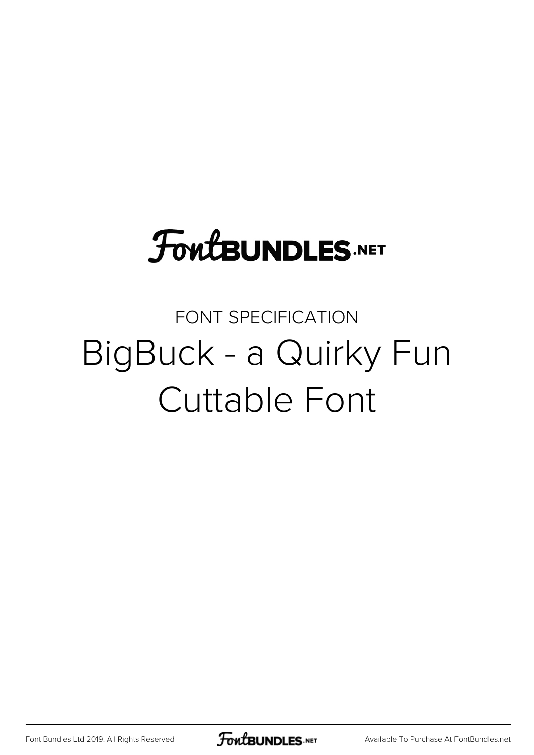FontBUNDLES.NET

FONT SPECIFICATION

# BigBuck - a Quirky Fun Cuttable Font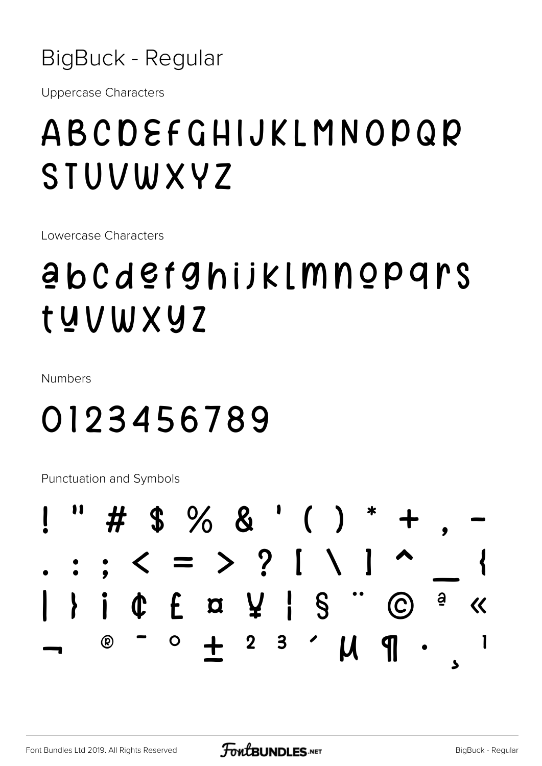# BigBuck - Regular

Uppercase Characters

## ABCDEFGHIJKLMNOPQR STUVWXYZ

Lowercase Characters

## abcdefghijklmnopqrs tuvwxyz

Numbers

## 0123456789

Punctuation and Symbols

## ! " # $ % & ' ( ) * + , - . : ; < = > ? [ \ ] ^ _ { | } ¡ ¢ £ ¤ ¥ ¦ § ¨ © ª « ¬ ® ¯ ° ± ² ³ ´ µ ¶ · ¸ ¹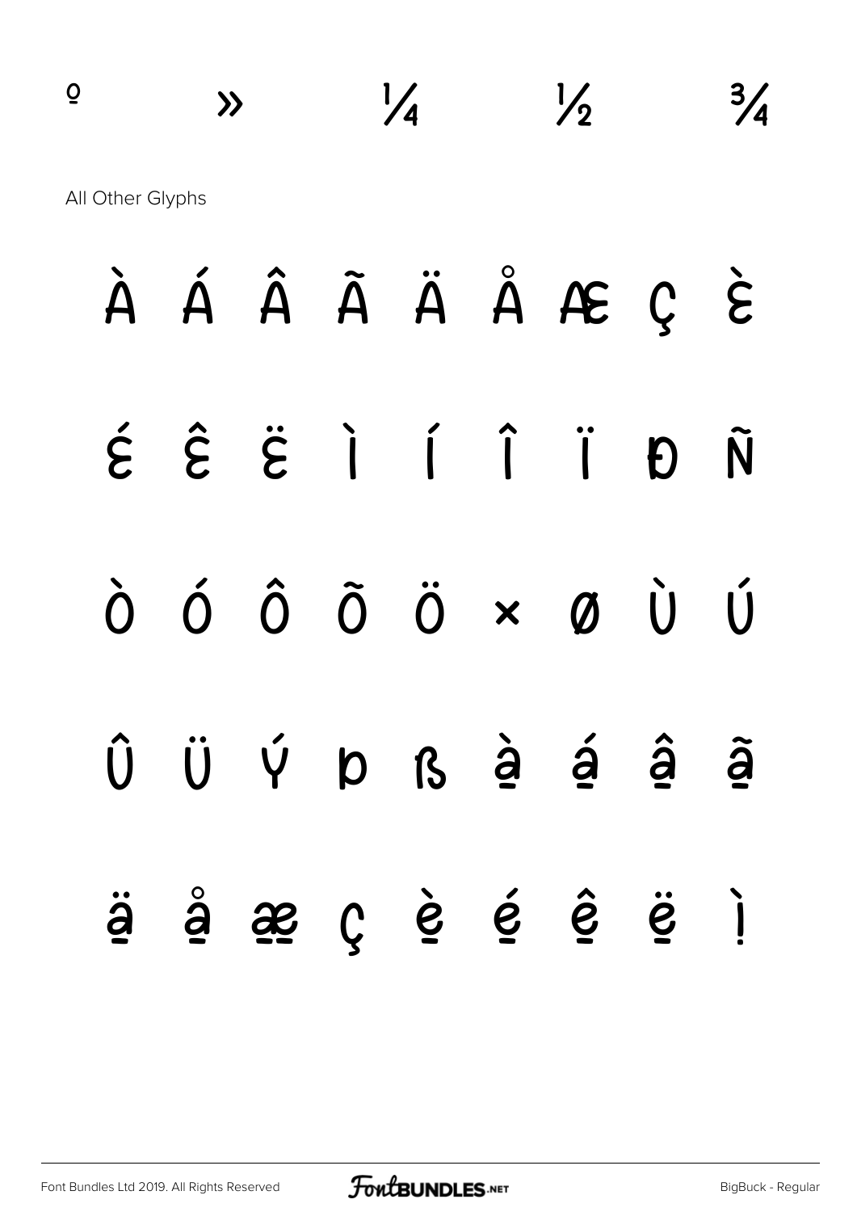º » ¼ ½ ¾

All Other Glyphs

À Á Â Ã Ä Å Æ Ç È

É Ê Ë Ì Í Î Ï Ð Ñ

Ò Ó Ô Õ Ö × Ø Ù Ú

Û Ü Ý Þ ß à á â ã

ä å æ ç è é ê ë ì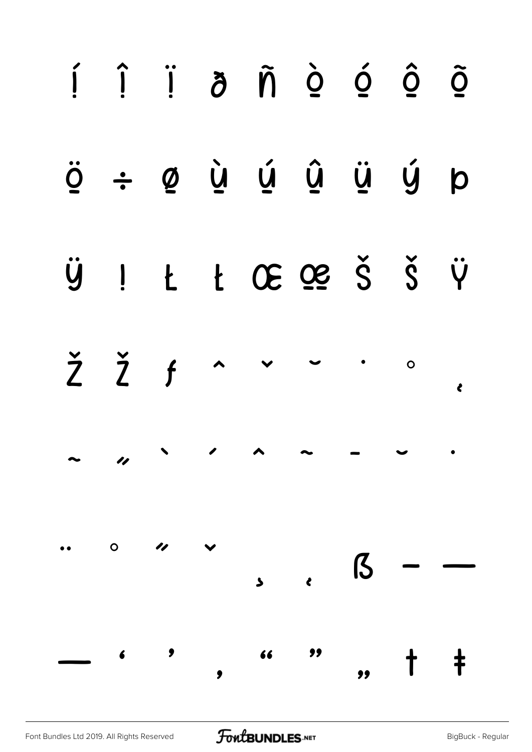í î ï ð ñ ò ó ô õ

ö ÷ ø ù ú û ü ý þ

ÿ ¡ Ł ł Œ œ Š š Ÿ

Ž ž ƒ ˆ ˇ ˘ ˙ ˚ ˛

˜ ˝ ˋ ˊ ˆ ˜ ˉ ˘ ˙

¨ ˚ ˝ ˇ ¸ ˛ ẞ – —

— ‘ ’ ‚ “ ” „ † ‡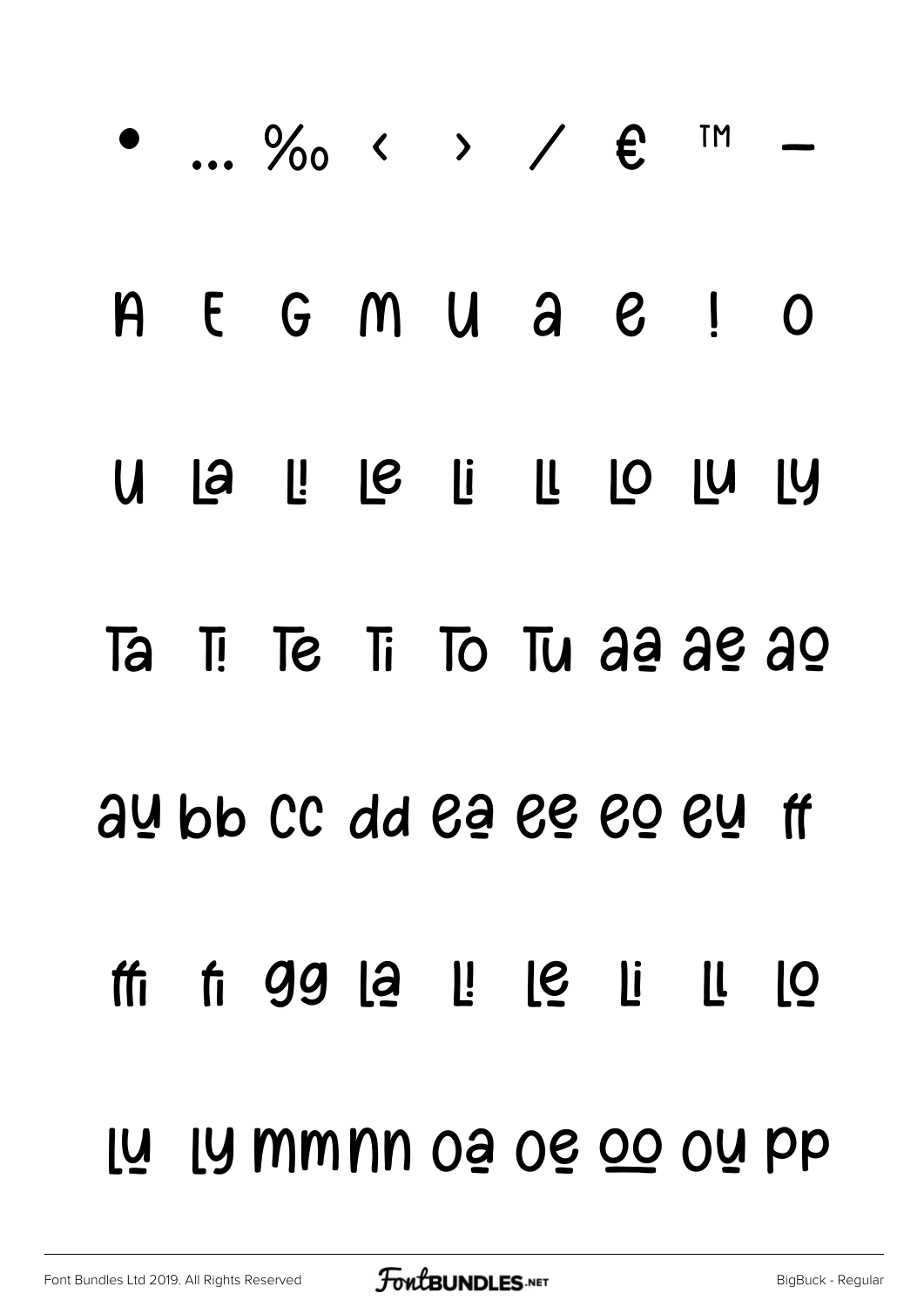• … ‰ ‹ › / € ™ –

A E G M U a e ! o

U La L! Le Li LL Lo Lu Ly

Ta T! Te Ti To Tu aa ae ao

au bb cc dd ea ee eo eu ff

ffi fi gg la l! le li ll lo

lu ly mm nn oa oe oo ou pp

Font Bundles Ltd 2019. All Rights Reserved FontBUNDLES.NET BigBuck - Regular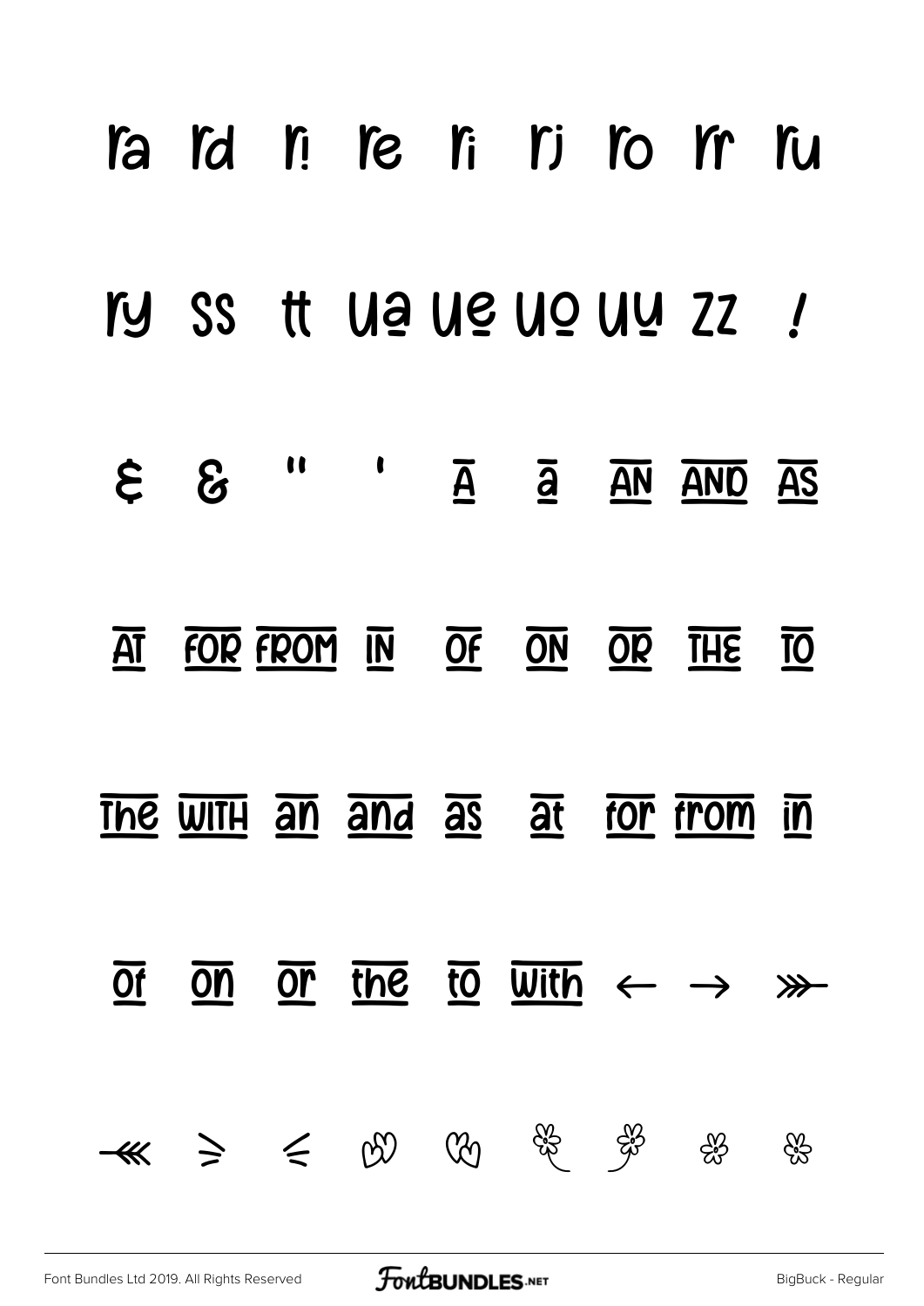ra rd r! re ri rj ro rr ru

ry ss tt ua ue uo uu zz !

& & " ' A a AN AND AS

AT FOR FROM IN OF ON OR THE TO

The WITH an and as at for from in

of on or the to With ← → ⋙

⋘ ⩾ ⩽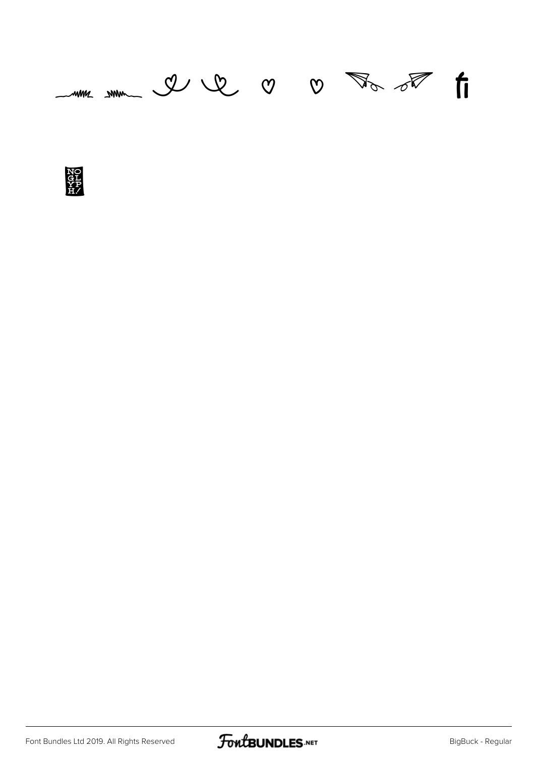fi

NO GLYPH!